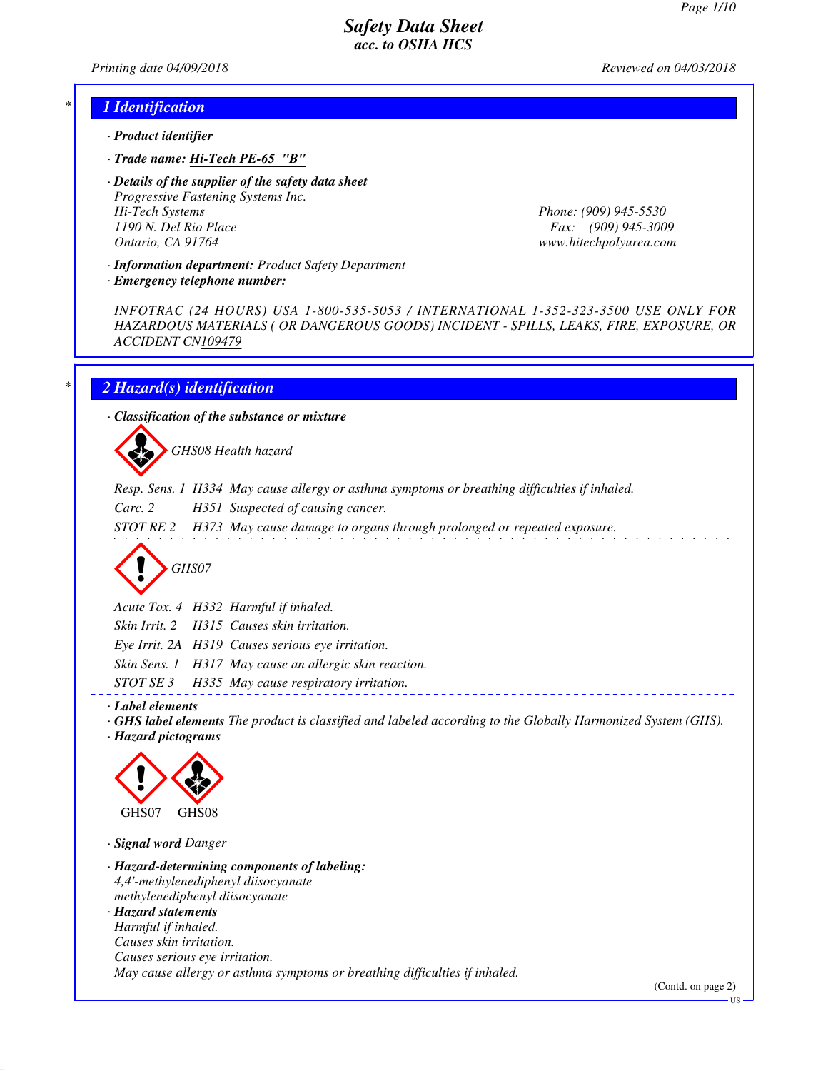# Safety Data Sheet
## acc. to OSHA HCS

Printing date 04/09/2018 — Reviewed on 04/03/2018

## 1 Identification

· **Product identifier**

· **Trade name: Hi-Tech PE-65 "B"**

· **Details of the supplier of the safety data sheet**
Progressive Fastening Systems Inc.
Hi-Tech Systems
1190 N. Del Rio Place
Ontario, CA 91764
Phone: (909) 945-5530
Fax: (909) 945-3009
www.hitechpolyurea.com

· **Information department:** Product Safety Department

· **Emergency telephone number:**

INFOTRAC (24 HOURS) USA 1-800-535-5053 / INTERNATIONAL 1-352-323-3500 USE ONLY FOR HAZARDOUS MATERIALS ( OR DANGEROUS GOODS) INCIDENT - SPILLS, LEAKS, FIRE, EXPOSURE, OR ACCIDENT CN109479

## 2 Hazard(s) identification

· **Classification of the substance or mixture**

GHS08 Health hazard

Resp. Sens. 1 H334 May cause allergy or asthma symptoms or breathing difficulties if inhaled.

Carc. 2 H351 Suspected of causing cancer.

STOT RE 2 H373 May cause damage to organs through prolonged or repeated exposure.

GHS07

Acute Tox. 4 H332 Harmful if inhaled.

Skin Irrit. 2 H315 Causes skin irritation.

Eye Irrit. 2A H319 Causes serious eye irritation.

Skin Sens. 1 H317 May cause an allergic skin reaction.

STOT SE 3 H335 May cause respiratory irritation.

· **Label elements**

· **GHS label elements** The product is classified and labeled according to the Globally Harmonized System (GHS).

· **Hazard pictograms**

GHS07 GHS08

· **Signal word** Danger

· **Hazard-determining components of labeling:**
4,4'-methylenediphenyl diisocyanate
methylenediphenyl diisocyanate

· **Hazard statements**
Harmful if inhaled.
Causes skin irritation.
Causes serious eye irritation.
May cause allergy or asthma symptoms or breathing difficulties if inhaled.

(Contd. on page 2)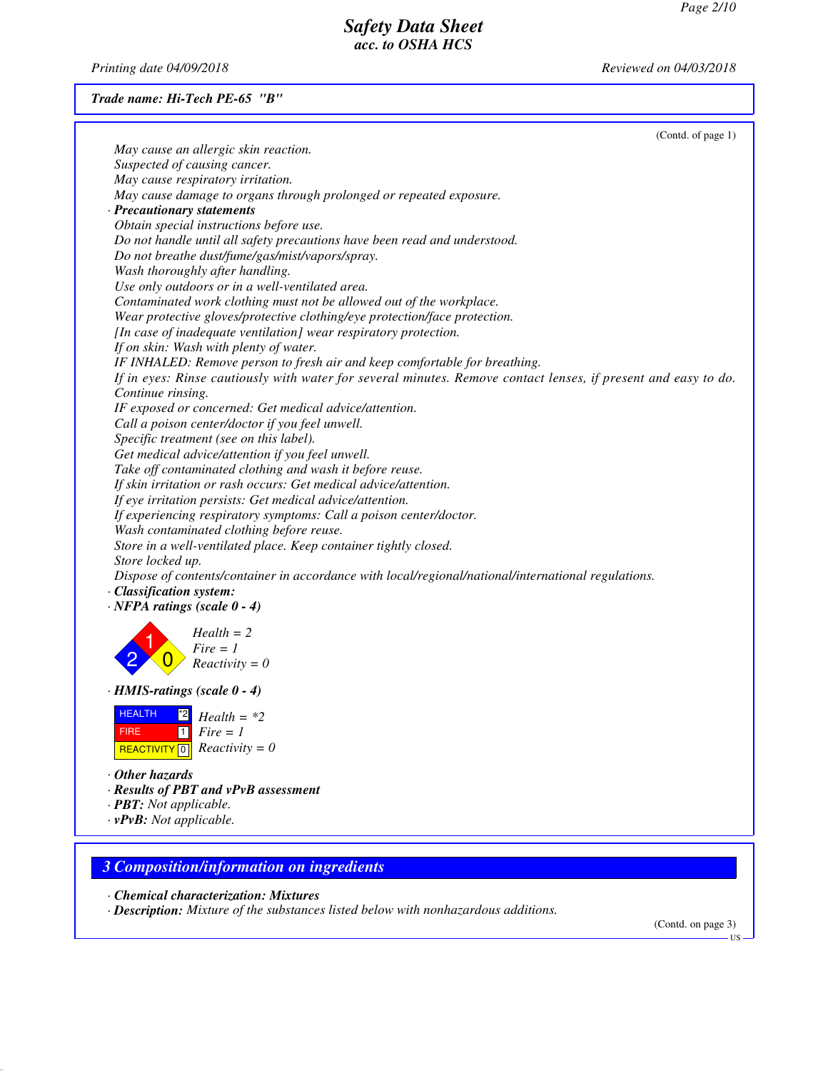# Safety Data Sheet
## acc. to OSHA HCS

Printing date 04/09/2018 | Reviewed on 04/03/2018

**Trade name: Hi-Tech PE-65 "B"**

(Contd. of page 1)

May cause an allergic skin reaction.
Suspected of causing cancer.
May cause respiratory irritation.
May cause damage to organs through prolonged or repeated exposure.

· **Precautionary statements**

Obtain special instructions before use.
Do not handle until all safety precautions have been read and understood.
Do not breathe dust/fume/gas/mist/vapors/spray.
Wash thoroughly after handling.
Use only outdoors or in a well-ventilated area.
Contaminated work clothing must not be allowed out of the workplace.
Wear protective gloves/protective clothing/eye protection/face protection.
[In case of inadequate ventilation] wear respiratory protection.
If on skin: Wash with plenty of water.
IF INHALED: Remove person to fresh air and keep comfortable for breathing.
If in eyes: Rinse cautiously with water for several minutes. Remove contact lenses, if present and easy to do. Continue rinsing.
IF exposed or concerned: Get medical advice/attention.
Call a poison center/doctor if you feel unwell.
Specific treatment (see on this label).
Get medical advice/attention if you feel unwell.
Take off contaminated clothing and wash it before reuse.
If skin irritation or rash occurs: Get medical advice/attention.
If eye irritation persists: Get medical advice/attention.
If experiencing respiratory symptoms: Call a poison center/doctor.
Wash contaminated clothing before reuse.
Store in a well-ventilated place. Keep container tightly closed.
Store locked up.
Dispose of contents/container in accordance with local/regional/national/international regulations.

· **Classification system:**

· **NFPA ratings (scale 0 - 4)**

Health = 2
Fire = 1
Reactivity = 0

· **HMIS-ratings (scale 0 - 4)**

| | |
|---|---|
| HEALTH | *2 |
| FIRE | 1 |
| REACTIVITY | 0 |

Health = *2
Fire = 1
Reactivity = 0

· **Other hazards**

· **Results of PBT and vPvB assessment**

· **PBT:** Not applicable.

· **vPvB:** Not applicable.

## 3 Composition/information on ingredients

· **Chemical characterization: Mixtures**

· **Description:** Mixture of the substances listed below with nonhazardous additions.

(Contd. on page 3)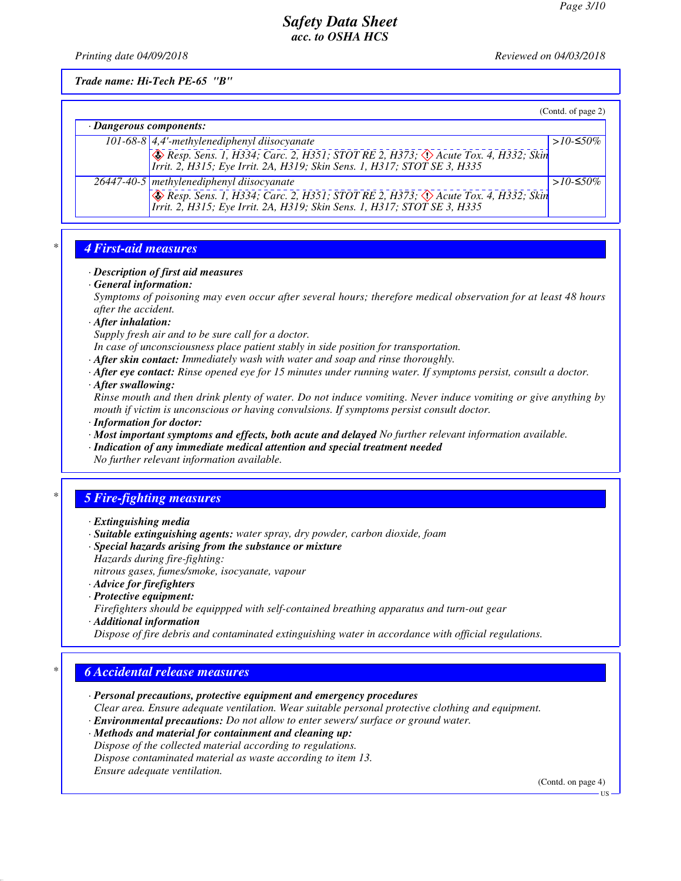*Safety Data Sheet*
*acc. to OSHA HCS*

*Printing date 04/09/2018* *Reviewed on 04/03/2018*

***Trade name: Hi-Tech PE-65 "B"***

(Contd. of page 2)

· ***Dangerous components:***

| | | |
|---|---|---|
| 101-68-8 | 4,4'-methylenediphenyl diisocyanate<br>Resp. Sens. 1, H334; Carc. 2, H351; STOT RE 2, H373; Acute Tox. 4, H332; Skin Irrit. 2, H315; Eye Irrit. 2A, H319; Skin Sens. 1, H317; STOT SE 3, H335 | >10-≤50% |
| 26447-40-5 | methylenediphenyl diisocyanate<br>Resp. Sens. 1, H334; Carc. 2, H351; STOT RE 2, H373; Acute Tox. 4, H332; Skin Irrit. 2, H315; Eye Irrit. 2A, H319; Skin Sens. 1, H317; STOT SE 3, H335 | >10-≤50% |

## 4 First-aid measures

· ***Description of first aid measures***
· ***General information:***
*Symptoms of poisoning may even occur after several hours; therefore medical observation for at least 48 hours after the accident.*
· ***After inhalation:***
*Supply fresh air and to be sure call for a doctor.*
*In case of unconsciousness place patient stably in side position for transportation.*
· ***After skin contact:*** *Immediately wash with water and soap and rinse thoroughly.*
· ***After eye contact:*** *Rinse opened eye for 15 minutes under running water. If symptoms persist, consult a doctor.*
· ***After swallowing:***
*Rinse mouth and then drink plenty of water. Do not induce vomiting. Never induce vomiting or give anything by mouth if victim is unconscious or having convulsions. If symptoms persist consult doctor.*
· ***Information for doctor:***
· ***Most important symptoms and effects, both acute and delayed*** *No further relevant information available.*
· ***Indication of any immediate medical attention and special treatment needed***
*No further relevant information available.*

## 5 Fire-fighting measures

· ***Extinguishing media***
· ***Suitable extinguishing agents:*** *water spray, dry powder, carbon dioxide, foam*
· ***Special hazards arising from the substance or mixture***
*Hazards during fire-fighting:*
*nitrous gases, fumes/smoke, isocyanate, vapour*
· ***Advice for firefighters***
· ***Protective equipment:***
*Firefighters should be equippped with self-contained breathing apparatus and turn-out gear*
· ***Additional information***
*Dispose of fire debris and contaminated extinguishing water in accordance with official regulations.*

## 6 Accidental release measures

· ***Personal precautions, protective equipment and emergency procedures***
*Clear area. Ensure adequate ventilation. Wear suitable personal protective clothing and equipment.*
· ***Environmental precautions:*** *Do not allow to enter sewers/ surface or ground water.*
· ***Methods and material for containment and cleaning up:***
*Dispose of the collected material according to regulations.*
*Dispose contaminated material as waste according to item 13.*
*Ensure adequate ventilation.*

(Contd. on page 4)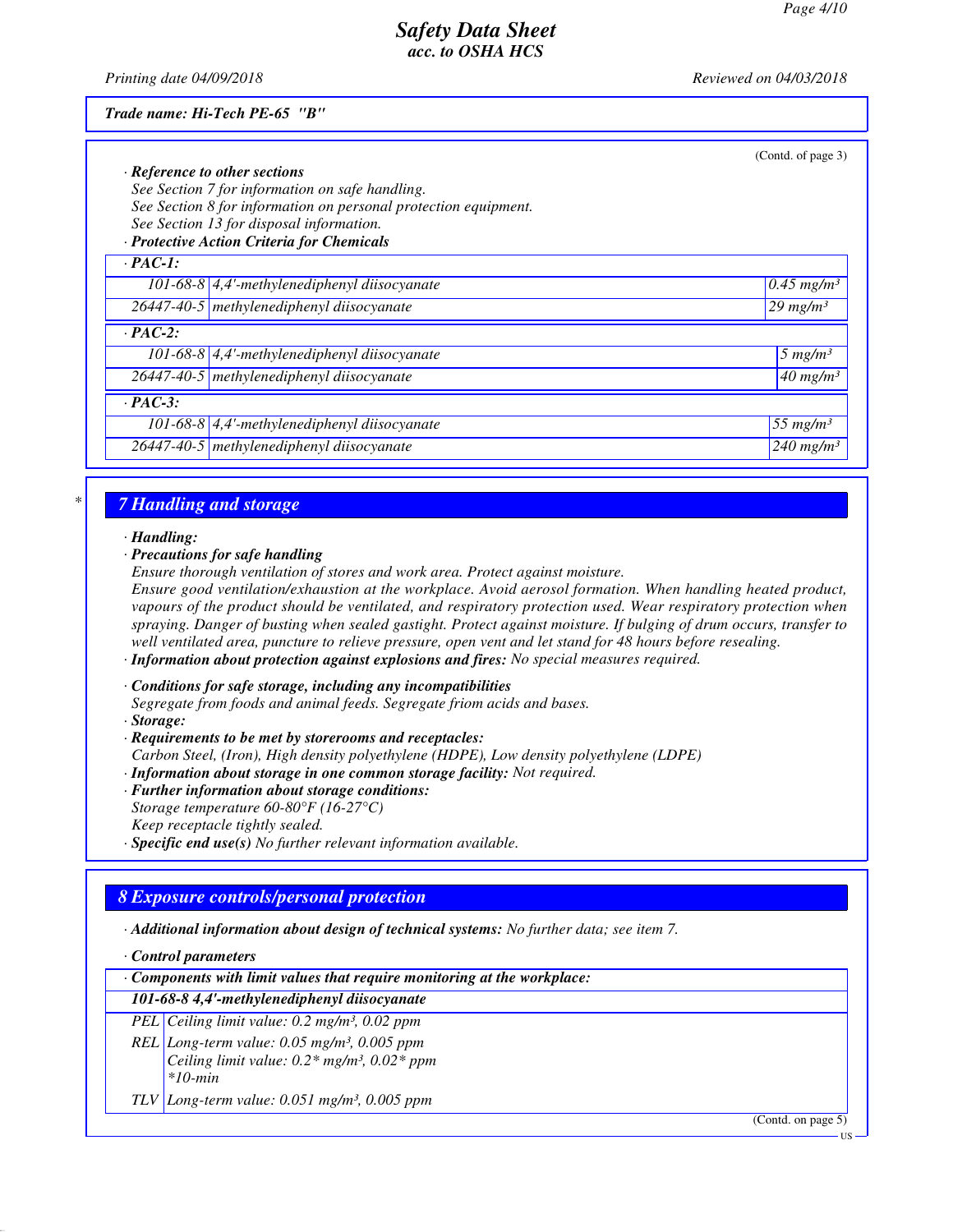**Trade name: Hi-Tech PE-65 "B"**

(Contd. of page 3)

· **Reference to other sections**
See Section 7 for information on safe handling.
See Section 8 for information on personal protection equipment.
See Section 13 for disposal information.

· **Protective Action Criteria for Chemicals**

| · PAC-1: | | |
|---|---|---|
| 101-68-8 | 4,4'-methylenediphenyl diisocyanate | 0.45 mg/m³ |
| 26447-40-5 | methylenediphenyl diisocyanate | 29 mg/m³ |
| · **PAC-2:** | | |
| 101-68-8 | 4,4'-methylenediphenyl diisocyanate | 5 mg/m³ |
| 26447-40-5 | methylenediphenyl diisocyanate | 40 mg/m³ |
| · **PAC-3:** | | |
| 101-68-8 | 4,4'-methylenediphenyl diisocyanate | 55 mg/m³ |
| 26447-40-5 | methylenediphenyl diisocyanate | 240 mg/m³ |

## 7 Handling and storage

· **Handling:**
· **Precautions for safe handling**
Ensure thorough ventilation of stores and work area. Protect against moisture.
Ensure good ventilation/exhaustion at the workplace. Avoid aerosol formation. When handling heated product, vapours of the product should be ventilated, and respiratory protection used. Wear respiratory protection when spraying. Danger of busting when sealed gastight. Protect against moisture. If bulging of drum occurs, transfer to well ventilated area, puncture to relieve pressure, open vent and let stand for 48 hours before resealing.
· **Information about protection against explosions and fires:** No special measures required.

· **Conditions for safe storage, including any incompatibilities**
Segregate from foods and animal feeds. Segregate friom acids and bases.
· **Storage:**
· **Requirements to be met by storerooms and receptacles:**
Carbon Steel, (Iron), High density polyethylene (HDPE), Low density polyethylene (LDPE)
· **Information about storage in one common storage facility:** Not required.
· **Further information about storage conditions:**
Storage temperature 60-80°F (16-27°C)
Keep receptacle tightly sealed.
· **Specific end use(s)** No further relevant information available.

## 8 Exposure controls/personal protection

· **Additional information about design of technical systems:** No further data; see item 7.

· **Control parameters**

| · Components with limit values that require monitoring at the workplace: | |
|---|---|
| **101-68-8 4,4'-methylenediphenyl diisocyanate** | |
| PEL | Ceiling limit value: 0.2 mg/m³, 0.02 ppm |
| REL | Long-term value: 0.05 mg/m³, 0.005 ppm<br>Ceiling limit value: 0.2* mg/m³, 0.02* ppm<br>*10-min |
| TLV | Long-term value: 0.051 mg/m³, 0.005 ppm |

(Contd. on page 5)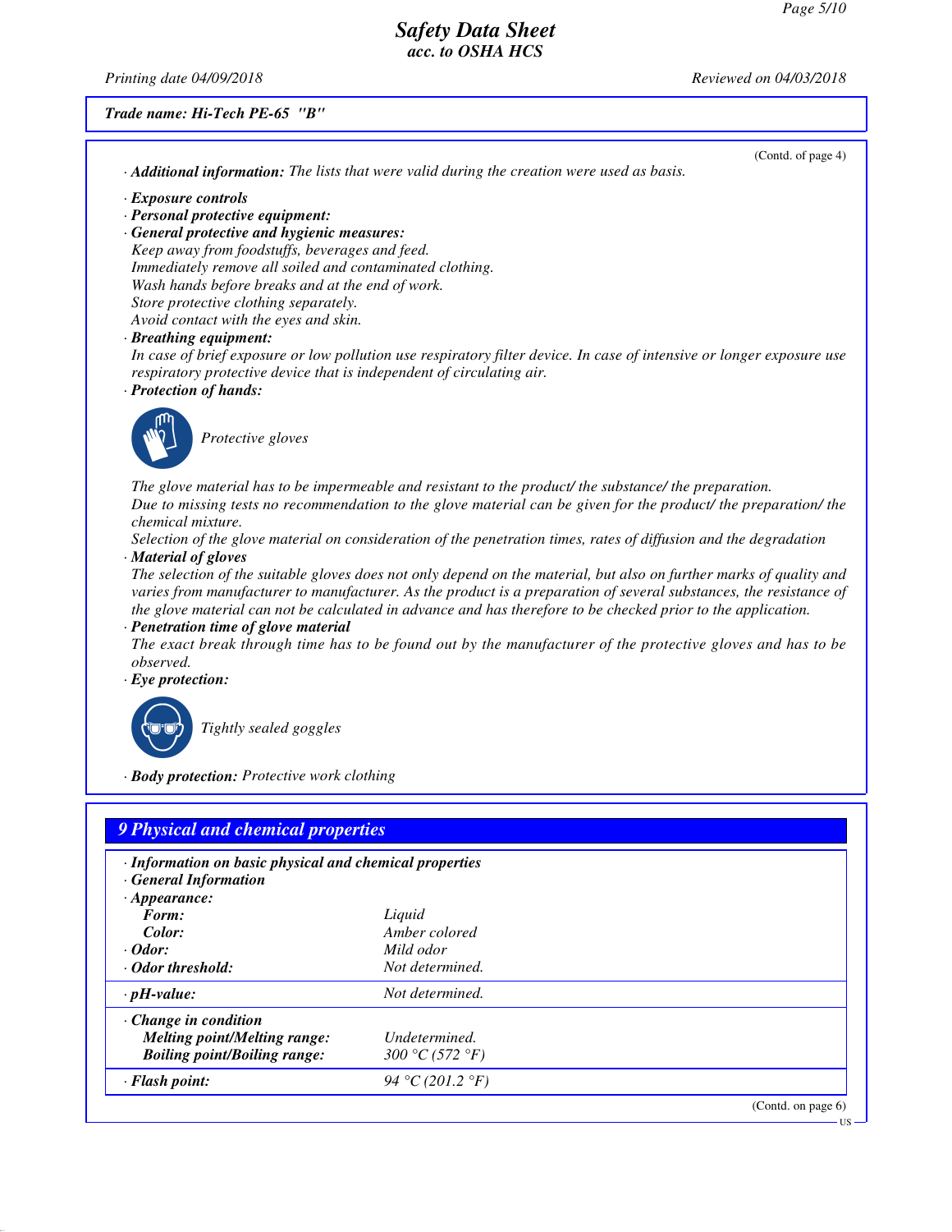Trade name: Hi-Tech PE-65 "B"

(Contd. of page 4)

· **Additional information:** The lists that were valid during the creation were used as basis.

· **Exposure controls**
· **Personal protective equipment:**
· **General protective and hygienic measures:**
Keep away from foodstuffs, beverages and feed.
Immediately remove all soiled and contaminated clothing.
Wash hands before breaks and at the end of work.
Store protective clothing separately.
Avoid contact with the eyes and skin.
· **Breathing equipment:**
In case of brief exposure or low pollution use respiratory filter device. In case of intensive or longer exposure use respiratory protective device that is independent of circulating air.
· **Protection of hands:**

Protective gloves

The glove material has to be impermeable and resistant to the product/ the substance/ the preparation.
Due to missing tests no recommendation to the glove material can be given for the product/ the preparation/ the chemical mixture.
Selection of the glove material on consideration of the penetration times, rates of diffusion and the degradation
· **Material of gloves**
The selection of the suitable gloves does not only depend on the material, but also on further marks of quality and varies from manufacturer to manufacturer. As the product is a preparation of several substances, the resistance of the glove material can not be calculated in advance and has therefore to be checked prior to the application.
· **Penetration time of glove material**
The exact break through time has to be found out by the manufacturer of the protective gloves and has to be observed.
· **Eye protection:**

Tightly sealed goggles

· **Body protection:** Protective work clothing

## 9 Physical and chemical properties

· **Information on basic physical and chemical properties**
· **General Information**

| | |
|---|---|
| · **Appearance:** | |
| **Form:** | Liquid |
| **Color:** | Amber colored |
| · **Odor:** | Mild odor |
| · **Odor threshold:** | Not determined. |
| · **pH-value:** | Not determined. |
| · **Change in condition** | |
| **Melting point/Melting range:** | Undetermined. |
| **Boiling point/Boiling range:** | 300 °C (572 °F) |
| · **Flash point:** | 94 °C (201.2 °F) |

(Contd. on page 6)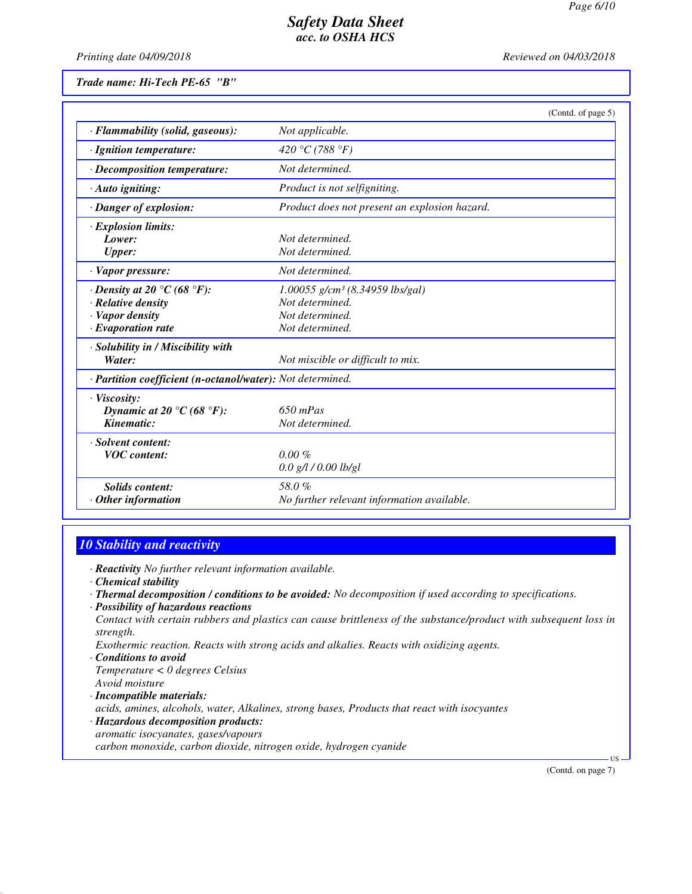**Safety Data Sheet**
***acc. to OSHA HCS***

*Printing date 04/09/2018* *Reviewed on 04/03/2018*

***Trade name: Hi-Tech PE-65 "B"***

(Contd. of page 5)

| | |
|---|---|
| · **Flammability (solid, gaseous):** | *Not applicable.* |
| · **Ignition temperature:** | *420 °C (788 °F)* |
| · **Decomposition temperature:** | *Not determined.* |
| · **Auto igniting:** | *Product is not selfigniting.* |
| · **Danger of explosion:** | *Product does not present an explosion hazard.* |
| · **Explosion limits:** | |
| **Lower:** | *Not determined.* |
| **Upper:** | *Not determined.* |
| · **Vapor pressure:** | *Not determined.* |
| · **Density at 20 °C (68 °F):** | *1.00055 g/cm³ (8.34959 lbs/gal)* |
| · **Relative density** | *Not determined.* |
| · **Vapor density** | *Not determined.* |
| · **Evaporation rate** | *Not determined.* |
| · **Solubility in / Miscibility with** | |
| **Water:** | *Not miscible or difficult to mix.* |
| · **Partition coefficient (n-octanol/water):** | *Not determined.* |
| · **Viscosity:** | |
| **Dynamic at 20 °C (68 °F):** | *650 mPas* |
| **Kinematic:** | *Not determined.* |
| · **Solvent content:** | |
| **VOC content:** | *0.00 %* |
| | *0.0 g/l / 0.00 lb/gl* |
| **Solids content:** | *58.0 %* |
| · **Other information** | *No further relevant information available.* |

## 10 Stability and reactivity

· **Reactivity** *No further relevant information available.*
· **Chemical stability**
· **Thermal decomposition / conditions to be avoided:** *No decomposition if used according to specifications.*
· **Possibility of hazardous reactions**
*Contact with certain rubbers and plastics can cause brittleness of the substance/product with subsequent loss in strength.*
*Exothermic reaction. Reacts with strong acids and alkalies. Reacts with oxidizing agents.*
· **Conditions to avoid**
*Temperature < 0 degrees Celsius*
*Avoid moisture*
· **Incompatible materials:**
*acids, amines, alcohols, water, Alkalines, strong bases, Products that react with isocyantes*
· **Hazardous decomposition products:**
*aromatic isocyanates, gases/vapours*
*carbon monoxide, carbon dioxide, nitrogen oxide, hydrogen cyanide*

(Contd. on page 7)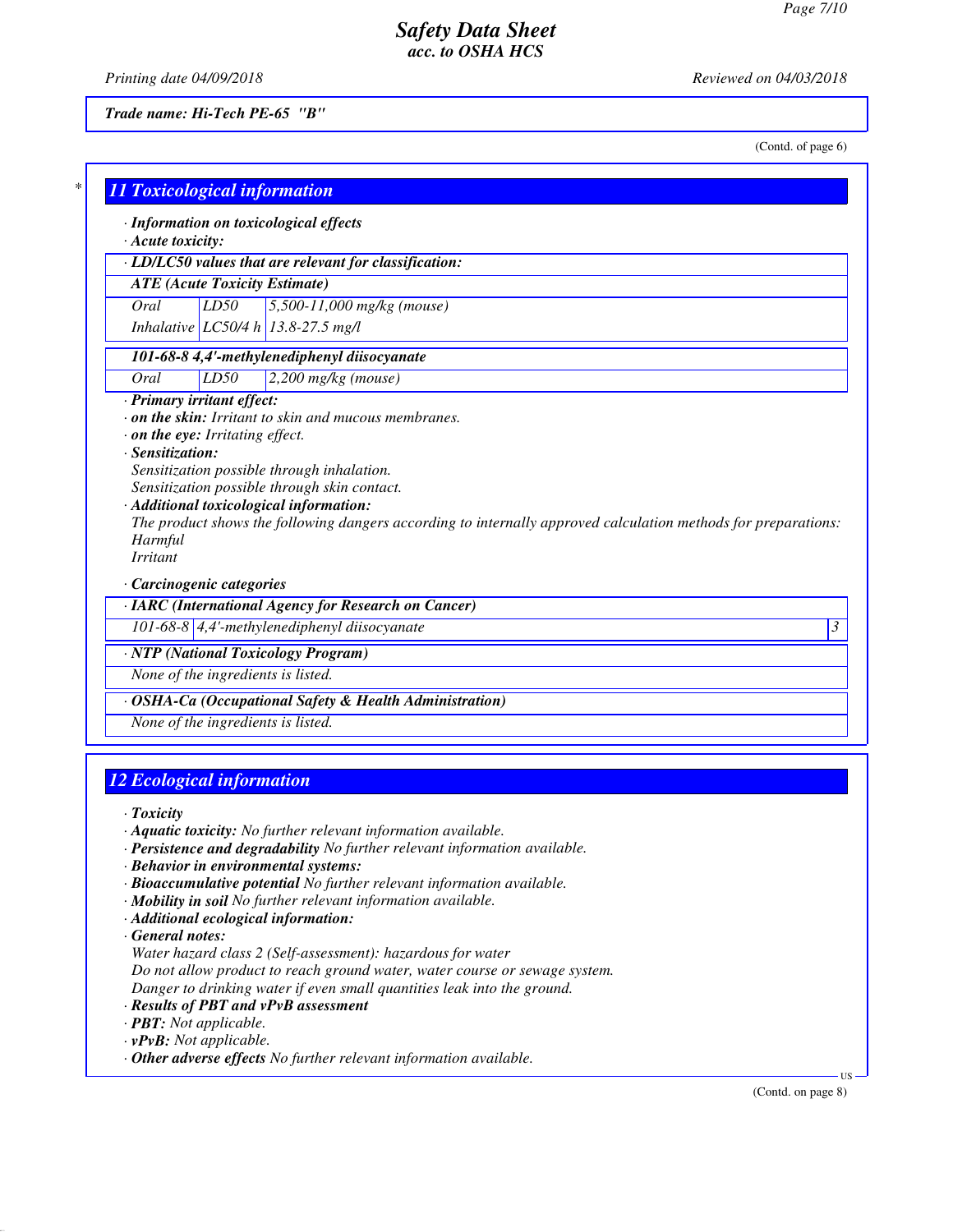Trade name: Hi-Tech PE-65 "B"

(Contd. of page 6)

## 11 Toxicological information

· **Information on toxicological effects**
· **Acute toxicity:**

| · LD/LC50 values that are relevant for classification: | | |
|---|---|---|
| **ATE (Acute Toxicity Estimate)** | | |
| Oral | LD50 | 5,500-11,000 mg/kg (mouse) |
| Inhalative | LC50/4 h | 13.8-27.5 mg/l |

| 101-68-8 4,4'-methylenediphenyl diisocyanate | | |
|---|---|---|
| Oral | LD50 | 2,200 mg/kg (mouse) |

· **Primary irritant effect:**
· **on the skin:** Irritant to skin and mucous membranes.
· **on the eye:** Irritating effect.
· **Sensitization:**
Sensitization possible through inhalation.
Sensitization possible through skin contact.
· **Additional toxicological information:**
The product shows the following dangers according to internally approved calculation methods for preparations:
Harmful
Irritant

· **Carcinogenic categories**

| · IARC (International Agency for Research on Cancer) | | |
|---|---|---|
| 101-68-8 | 4,4'-methylenediphenyl diisocyanate | 3 |

| · NTP (National Toxicology Program) |
|---|
| None of the ingredients is listed. |

| · OSHA-Ca (Occupational Safety & Health Administration) |
|---|
| None of the ingredients is listed. |

## 12 Ecological information

· **Toxicity**
· **Aquatic toxicity:** No further relevant information available.
· **Persistence and degradability** No further relevant information available.
· **Behavior in environmental systems:**
· **Bioaccumulative potential** No further relevant information available.
· **Mobility in soil** No further relevant information available.
· **Additional ecological information:**
· **General notes:**
Water hazard class 2 (Self-assessment): hazardous for water
Do not allow product to reach ground water, water course or sewage system.
Danger to drinking water if even small quantities leak into the ground.
· **Results of PBT and vPvB assessment**
· **PBT:** Not applicable.
· **vPvB:** Not applicable.
· **Other adverse effects** No further relevant information available.

(Contd. on page 8)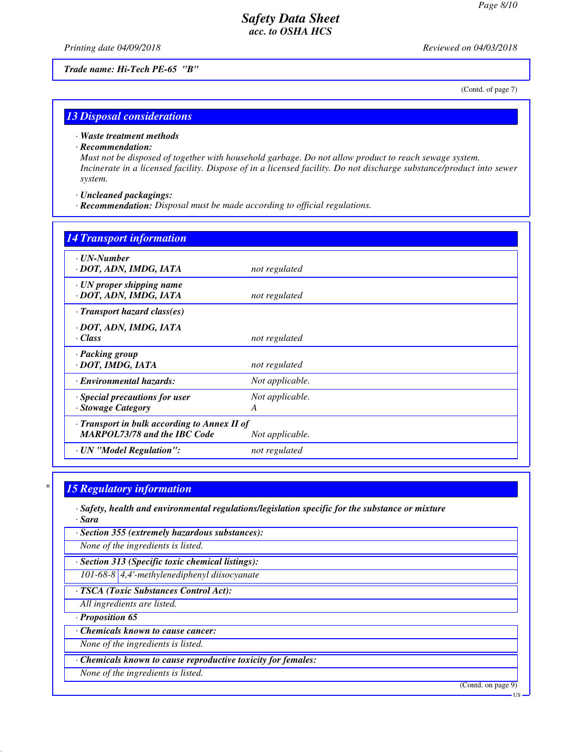Trade name: Hi-Tech PE-65 "B"

(Contd. of page 7)

## 13 Disposal considerations

- **Waste treatment methods**
- **Recommendation:**
  Must not be disposed of together with household garbage. Do not allow product to reach sewage system. Incinerate in a licensed facility. Dispose of in a licensed facility. Do not discharge substance/product into sewer system.
- **Uncleaned packagings:**
- **Recommendation:** Disposal must be made according to official regulations.

## 14 Transport information

| | |
|---|---|
| **· UN-Number**<br>**· DOT, ADN, IMDG, IATA** | not regulated |
| **· UN proper shipping name**<br>**· DOT, ADN, IMDG, IATA** | not regulated |
| **· Transport hazard class(es)**<br>**· DOT, ADN, IMDG, IATA**<br>**· Class** | not regulated |
| **· Packing group**<br>**· DOT, IMDG, IATA** | not regulated |
| **· Environmental hazards:** | Not applicable. |
| **· Special precautions for user**<br>**· Stowage Category** | Not applicable.<br>A |
| **· Transport in bulk according to Annex II of MARPOL73/78 and the IBC Code** | Not applicable. |
| **· UN "Model Regulation":** | not regulated |

## 15 Regulatory information

- **Safety, health and environmental regulations/legislation specific for the substance or mixture**
- **Sara**

**· Section 355 (extremely hazardous substances):**

None of the ingredients is listed.

**· Section 313 (Specific toxic chemical listings):**

| | |
|---|---|
| 101-68-8 | 4,4'-methylenediphenyl diisocyanate |

**· TSCA (Toxic Substances Control Act):**

All ingredients are listed.

**· Proposition 65**

**· Chemicals known to cause cancer:**

None of the ingredients is listed.

**· Chemicals known to cause reproductive toxicity for females:**

None of the ingredients is listed.

(Contd. on page 9)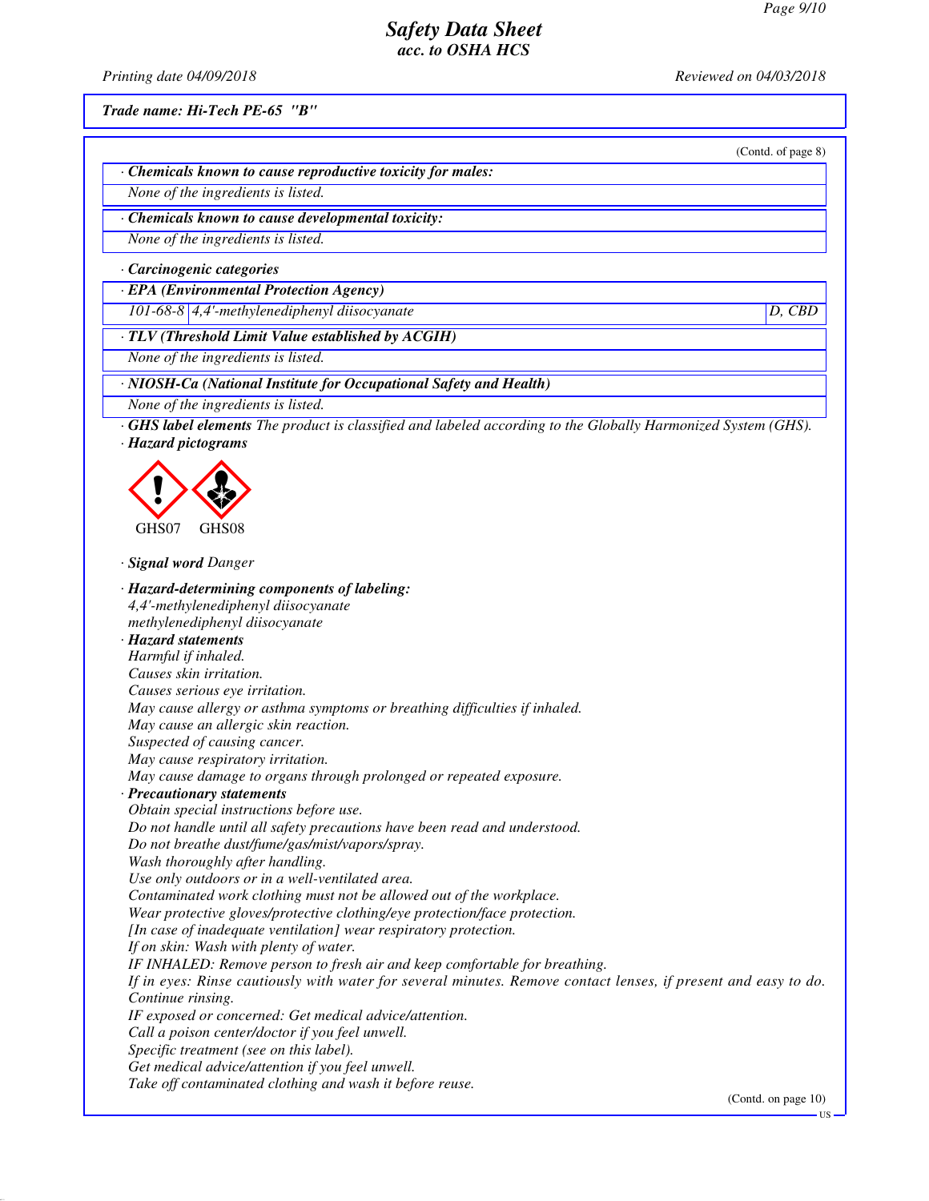**Trade name: Hi-Tech PE-65 "B"**

(Contd. of page 8)

· **Chemicals known to cause reproductive toxicity for males:**

None of the ingredients is listed.

· **Chemicals known to cause developmental toxicity:**

None of the ingredients is listed.

· **Carcinogenic categories**

· **EPA (Environmental Protection Agency)**

| 101-68-8 | 4,4'-methylenediphenyl diisocyanate | D, CBD |
|---|---|---|

· **TLV (Threshold Limit Value established by ACGIH)**

None of the ingredients is listed.

· **NIOSH-Ca (National Institute for Occupational Safety and Health)**

None of the ingredients is listed.

· **GHS label elements** The product is classified and labeled according to the Globally Harmonized System (GHS).

· **Hazard pictograms**

GHS07 GHS08

· **Signal word** Danger

· **Hazard-determining components of labeling:**

4,4'-methylenediphenyl diisocyanate
methylenediphenyl diisocyanate

· **Hazard statements**

Harmful if inhaled.
Causes skin irritation.
Causes serious eye irritation.
May cause allergy or asthma symptoms or breathing difficulties if inhaled.
May cause an allergic skin reaction.
Suspected of causing cancer.
May cause respiratory irritation.
May cause damage to organs through prolonged or repeated exposure.

· **Precautionary statements**

Obtain special instructions before use.
Do not handle until all safety precautions have been read and understood.
Do not breathe dust/fume/gas/mist/vapors/spray.
Wash thoroughly after handling.
Use only outdoors or in a well-ventilated area.
Contaminated work clothing must not be allowed out of the workplace.
Wear protective gloves/protective clothing/eye protection/face protection.
[In case of inadequate ventilation] wear respiratory protection.
If on skin: Wash with plenty of water.
IF INHALED: Remove person to fresh air and keep comfortable for breathing.
If in eyes: Rinse cautiously with water for several minutes. Remove contact lenses, if present and easy to do. Continue rinsing.
IF exposed or concerned: Get medical advice/attention.
Call a poison center/doctor if you feel unwell.
Specific treatment (see on this label).
Get medical advice/attention if you feel unwell.
Take off contaminated clothing and wash it before reuse.

(Contd. on page 10)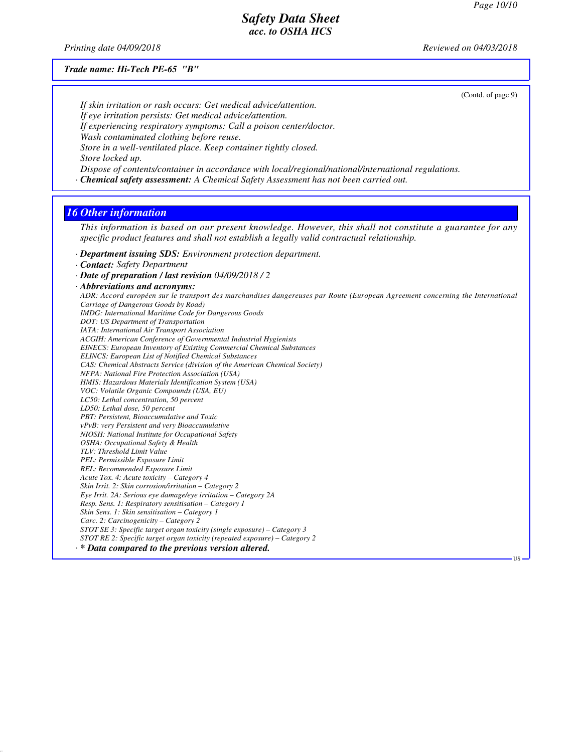*Trade name: Hi-Tech PE-65 "B"*

(Contd. of page 9)

*If skin irritation or rash occurs: Get medical advice/attention.*
*If eye irritation persists: Get medical advice/attention.*
*If experiencing respiratory symptoms: Call a poison center/doctor.*
*Wash contaminated clothing before reuse.*
*Store in a well-ventilated place. Keep container tightly closed.*
*Store locked up.*
*Dispose of contents/container in accordance with local/regional/national/international regulations.*

· ***Chemical safety assessment:*** *A Chemical Safety Assessment has not been carried out.*

## 16 Other information

*This information is based on our present knowledge. However, this shall not constitute a guarantee for any specific product features and shall not establish a legally valid contractual relationship.*

· ***Department issuing SDS:*** *Environment protection department.*
· ***Contact:*** *Safety Department*
· ***Date of preparation / last revision*** *04/09/2018 / 2*
· ***Abbreviations and acronyms:***

*ADR: Accord européen sur le transport des marchandises dangereuses par Route (European Agreement concerning the International Carriage of Dangerous Goods by Road)*
*IMDG: International Maritime Code for Dangerous Goods*
*DOT: US Department of Transportation*
*IATA: International Air Transport Association*
*ACGIH: American Conference of Governmental Industrial Hygienists*
*EINECS: European Inventory of Existing Commercial Chemical Substances*
*ELINCS: European List of Notified Chemical Substances*
*CAS: Chemical Abstracts Service (division of the American Chemical Society)*
*NFPA: National Fire Protection Association (USA)*
*HMIS: Hazardous Materials Identification System (USA)*
*VOC: Volatile Organic Compounds (USA, EU)*
*LC50: Lethal concentration, 50 percent*
*LD50: Lethal dose, 50 percent*
*PBT: Persistent, Bioaccumulative and Toxic*
*vPvB: very Persistent and very Bioaccumulative*
*NIOSH: National Institute for Occupational Safety*
*OSHA: Occupational Safety & Health*
*TLV: Threshold Limit Value*
*PEL: Permissible Exposure Limit*
*REL: Recommended Exposure Limit*
*Acute Tox. 4: Acute toxicity – Category 4*
*Skin Irrit. 2: Skin corrosion/irritation – Category 2*
*Eye Irrit. 2A: Serious eye damage/eye irritation – Category 2A*
*Resp. Sens. 1: Respiratory sensitisation – Category 1*
*Skin Sens. 1: Skin sensitisation – Category 1*
*Carc. 2: Carcinogenicity – Category 2*
*STOT SE 3: Specific target organ toxicity (single exposure) – Category 3*
*STOT RE 2: Specific target organ toxicity (repeated exposure) – Category 2*

· ***\* Data compared to the previous version altered.***